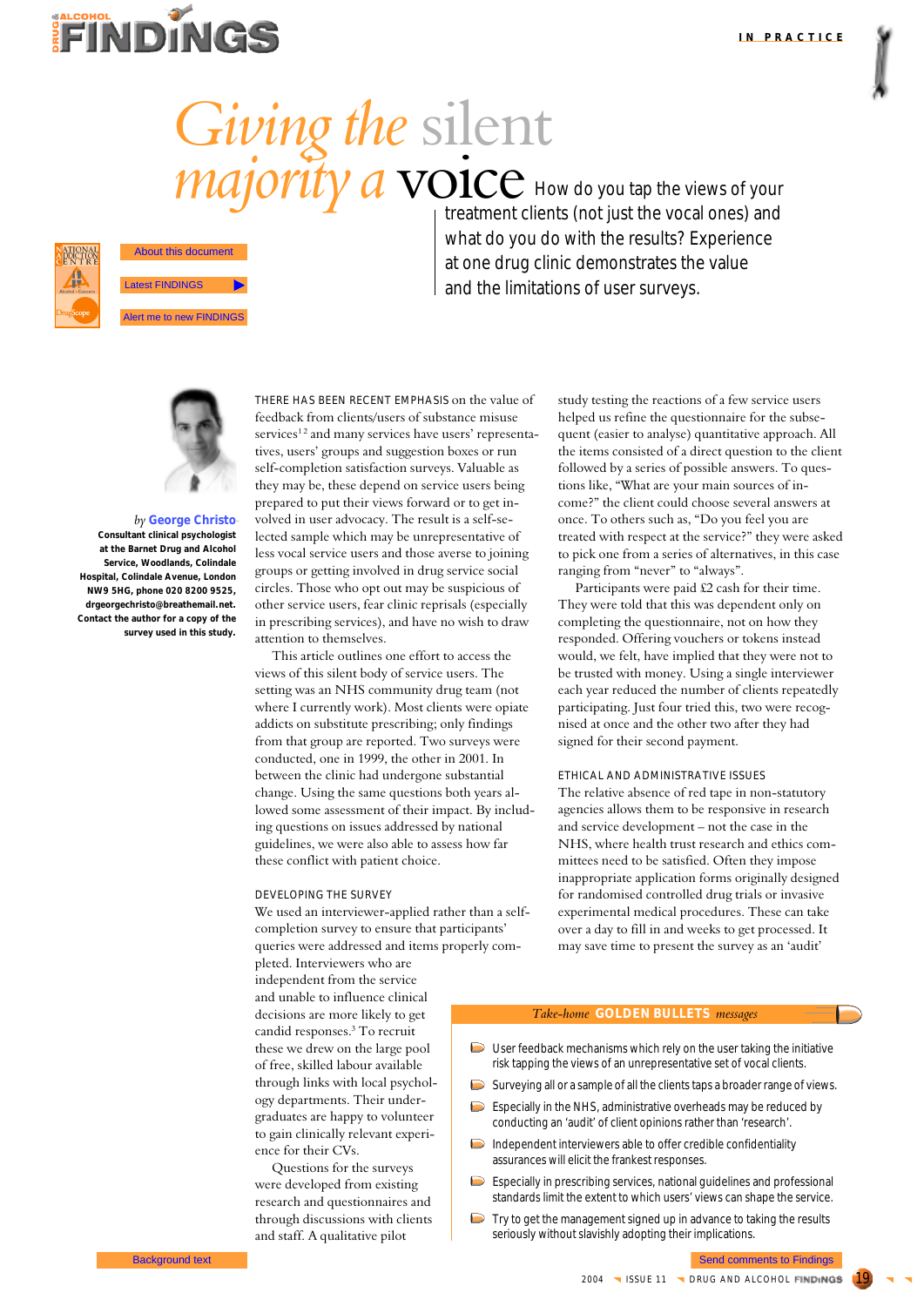# Giving the silent majority a voice

How do you tap the views of your treatment clients (not just the vocal ones) and what do you do with the results? Experience at one drug clinic demonstrates the value and the limitations of user surveys.

About this document

Latest FINDINGS

Alert me to new FINDINGS

*by* **George Christo**

**Consultant clinical psychologist at the Barnet Drug and Alcohol Service, Woodlands, Colindale Hospital, Colindale Avenue, London NW9 5HG, phone 020 8200 9525, drgeorgechristo@breathemail.net. Contact the author for a copy of the survey used in this study.**

THERE HAS BEEN RECENT EMPHASIS on the value of feedback from clients/users of substance misuse services[1 2] and many services have users' representatives, users' groups and suggestion boxes or run self-completion satisfaction surveys. Valuable as they may be, these depend on service users being prepared to put their views forward or to get involved in user advocacy. The result is a self-selected sample which may be unrepresentative of less vocal service users and those averse to joining groups or getting involved in drug service social circles. Those who opt out may be suspicious of other service users, fear clinic reprisals (especially in prescribing services), and have no wish to draw attention to themselves.

This article outlines one effort to access the views of this silent body of service users. The setting was an NHS community drug team (not where I currently work). Most clients were opiate addicts on substitute prescribing; only findings from that group are reported. Two surveys were conducted, one in 1999, the other in 2001. In between the clinic had undergone substantial change. Using the same questions both years allowed some assessment of their impact. By including questions on issues addressed by national guidelines, we were also able to assess how far these conflict with patient choice.

## DEVELOPING THE SURVEY

We used an interviewer-applied rather than a self-completion survey to ensure that participants' queries were addressed and items properly completed. Interviewers who are independent from the service and unable to influence clinical decisions are more likely to get candid responses.[3] To recruit these we drew on the large pool of free, skilled labour available through links with local psychology departments. Their undergraduates are happy to volunteer to gain clinically relevant experience for their CVs.

Questions for the surveys were developed from existing research and questionnaires and through discussions with clients and staff. A qualitative pilot study testing the reactions of a few service users helped us refine the questionnaire for the subsequent (easier to analyse) quantitative approach. All the items consisted of a direct question to the client followed by a series of possible answers. To questions like, "What are your main sources of income?" the client could choose several answers at once. To others such as, "Do you feel you are treated with respect at the service?" they were asked to pick one from a series of alternatives, in this case ranging from "never" to "always".

Participants were paid £2 cash for their time. They were told that this was dependent only on completing the questionnaire, not on how they responded. Offering vouchers or tokens instead would, we felt, have implied that they were not to be trusted with money. Using a single interviewer each year reduced the number of clients repeatedly participating. Just four tried this, two were recognised at once and the other two after they had signed for their second payment.

## ETHICAL AND ADMINISTRATIVE ISSUES

The relative absence of red tape in non-statutory agencies allows them to be responsive in research and service development – not the case in the NHS, where health trust research and ethics committees need to be satisfied. Often they impose inappropriate application forms originally designed for randomised controlled drug trials or invasive experimental medical procedures. These can take over a day to fill in and weeks to get processed. It may save time to present the survey as an 'audit'

### *Take-home* GOLDEN BULLETS *messages*

- User feedback mechanisms which rely on the user taking the initiative risk tapping the views of an unrepresentative set of vocal clients.
- Surveying all or a sample of all the clients taps a broader range of views.
- Especially in the NHS, administrative overheads may be reduced by conducting an 'audit' of client opinions rather than 'research'.
- Independent interviewers able to offer credible confidentiality assurances will elicit the frankest responses.
- Especially in prescribing services, national guidelines and professional standards limit the extent to which users' views can shape the service.
- Try to get the management signed up in advance to taking the results seriously without slavishly adopting their implications.

Background text

Send comments to Findings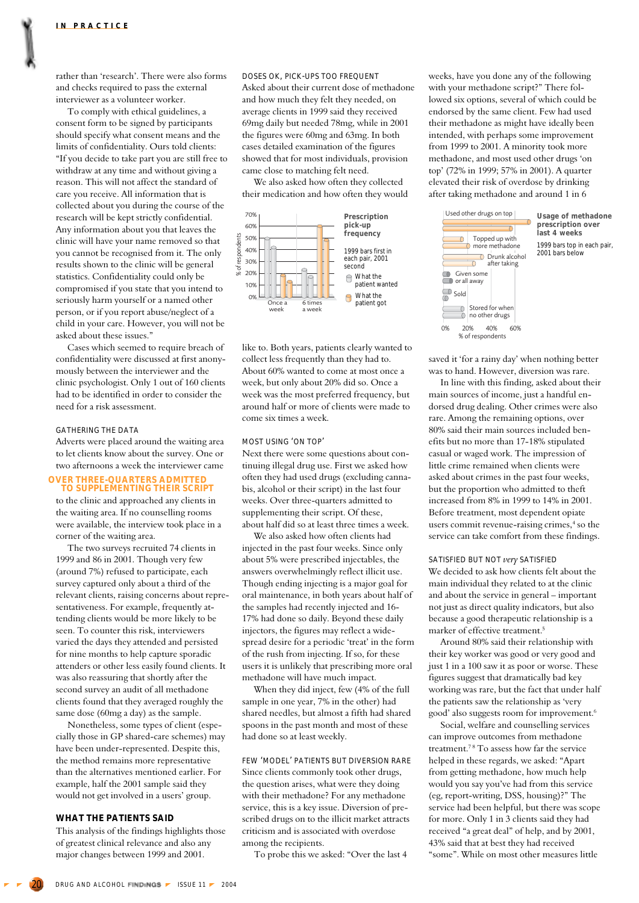rather than 'research'. There were also forms and checks required to pass the external interviewer as a volunteer worker.

To comply with ethical guidelines, a consent form to be signed by participants should specify what consent means and the limits of confidentiality. Ours told clients: "If you decide to take part you are still free to withdraw at any time and without giving a reason. This will not affect the standard of care you receive. All information that is collected about you during the course of the research will be kept strictly confidential. Any information about you that leaves the clinic will have your name removed so that you cannot be recognised from it. The only results shown to the clinic will be general statistics. Confidentiality could only be compromised if you state that you intend to seriously harm yourself or a named other person, or if you report abuse/neglect of a child in your care. However, you will not be asked about these issues."

Cases which seemed to require breach of confidentiality were discussed at first anonymously between the interviewer and the clinic psychologist. Only 1 out of 160 clients had to be identified in order to consider the need for a risk assessment.

### GATHERING THE DATA

Adverts were placed around the waiting area to let clients know about the survey. One or two afternoons a week the interviewer came to the clinic and approached any clients in the waiting area. If no counselling rooms were available, the interview took place in a corner of the waiting area.

**OVER THREE-QUARTERS ADMITTED TO SUPPLEMENTING THEIR SCRIPT**

The two surveys recruited 74 clients in 1999 and 86 in 2001. Though very few (around 7%) refused to participate, each survey captured only about a third of the relevant clients, raising concerns about representativeness. For example, frequently attending clients would be more likely to be seen. To counter this risk, interviewers varied the days they attended and persisted for nine months to help capture sporadic attenders or other less easily found clients. It was also reassuring that shortly after the second survey an audit of all methadone clients found that they averaged roughly the same dose (60mg a day) as the sample.

Nonetheless, some types of client (especially those in GP shared-care schemes) may have been under-represented. Despite this, the method remains more representative than the alternatives mentioned earlier. For example, half the 2001 sample said they would not get involved in a users' group.

## WHAT THE PATIENTS SAID

This analysis of the findings highlights those of greatest clinical relevance and also any major changes between 1999 and 2001.

### DOSES OK, PICK-UPS TOO FREQUENT

Asked about their current dose of methadone and how much they felt they needed, on average clients in 1999 said they received 69mg daily but needed 78mg, while in 2001 the figures were 60mg and 63mg. In both cases detailed examination of the figures showed that for most individuals, provision came close to matching felt need.

We also asked how often they collected their medication and how often they would like to. Both years, patients clearly wanted to collect less frequently than they had to. About 60% wanted to come at most once a week, but only about 20% did so. Once a week was the most preferred frequency, but around half or more of clients were made to come six times a week.

**Prescription pick-up frequency**

1999 bars first in each pair, 2001 second. What the patient wanted / What the patient got. (Y axis: % of respondents, 0%–70%; X axis: Once a week … 6 times a week)

### MOST USING 'ON TOP'

Next there were some questions about continuing illegal drug use. First we asked how often they had used drugs (excluding cannabis, alcohol or their script) in the last four weeks. Over three-quarters admitted to supplementing their script. Of these, about half did so at least three times a week.

We also asked how often clients had injected in the past four weeks. Since only about 5% were prescribed injectables, the answers overwhelmingly reflect illicit use. Though ending injecting is a major goal for oral maintenance, in both years about half of the samples had recently injected and 16-17% had done so daily. Beyond these daily injectors, the figures may reflect a widespread desire for a periodic 'treat' in the form of the rush from injecting. If so, for these users it is unlikely that prescribing more oral methadone will have much impact.

When they did inject, few (4% of the full sample in one year, 7% in the other) had shared needles, but almost a fifth had shared spoons in the past month and most of these had done so at least weekly.

### FEW 'MODEL' PATIENTS BUT DIVERSION RARE

Since clients commonly took other drugs, the question arises, what were they doing with their methadone? For any methadone service, this is a key issue. Diversion of prescribed drugs on to the illicit market attracts criticism and is associated with overdose among the recipients.

To probe this we asked: "Over the last 4 weeks, have you done any of the following with your methadone script?" There followed six options, several of which could be endorsed by the same client. Few had used their methadone as might have ideally been intended, with perhaps some improvement from 1999 to 2001. A minority took more methadone, and most used other drugs 'on top' (72% in 1999; 57% in 2001). A quarter elevated their risk of overdose by drinking after taking methadone and around 1 in 6 saved it 'for a rainy day' when nothing better was to hand. However, diversion was rare.

**Usage of methadone prescription over last 4 weeks**

1999 bars top in each pair, 2001 bars below. Categories: Used other drugs on top; Topped up with more methadone; Drunk alcohol after taking; Given some or all away; Sold; Stored for when no other drugs. (X axis: % of respondents, 0%–60%)

In line with this finding, asked about their main sources of income, just a handful endorsed drug dealing. Other crimes were also rare. Among the remaining options, over 80% said their main sources included benefits but no more than 17-18% stipulated casual or waged work. The impression of little crime remained when clients were asked about crimes in the past four weeks, but the proportion who admitted to theft increased from 8% in 1999 to 14% in 2001. Before treatment, most dependent opiate users commit revenue-raising crimes,[4] so the service can take comfort from these findings.

### SATISFIED BUT NOT *very* SATISFIED

We decided to ask how clients felt about the main individual they related to at the clinic and about the service in general – important not just as direct quality indicators, but also because a good therapeutic relationship is a marker of effective treatment.[5]

Around 80% said their relationship with their key worker was good or very good and just 1 in a 100 saw it as poor or worse. These figures suggest that dramatically bad key working was rare, but the fact that under half the patients saw the relationship as 'very good' also suggests room for improvement.[6]

Social, welfare and counselling services can improve outcomes from methadone treatment.[7,8] To assess how far the service helped in these regards, we asked: "Apart from getting methadone, how much help would you say you've had from this service (eg, report-writing, DSS, housing)?" The service had been helpful, but there was scope for more. Only 1 in 3 clients said they had received "a great deal" of help, and by 2001, 43% said that at best they had received "some". While on most other measures little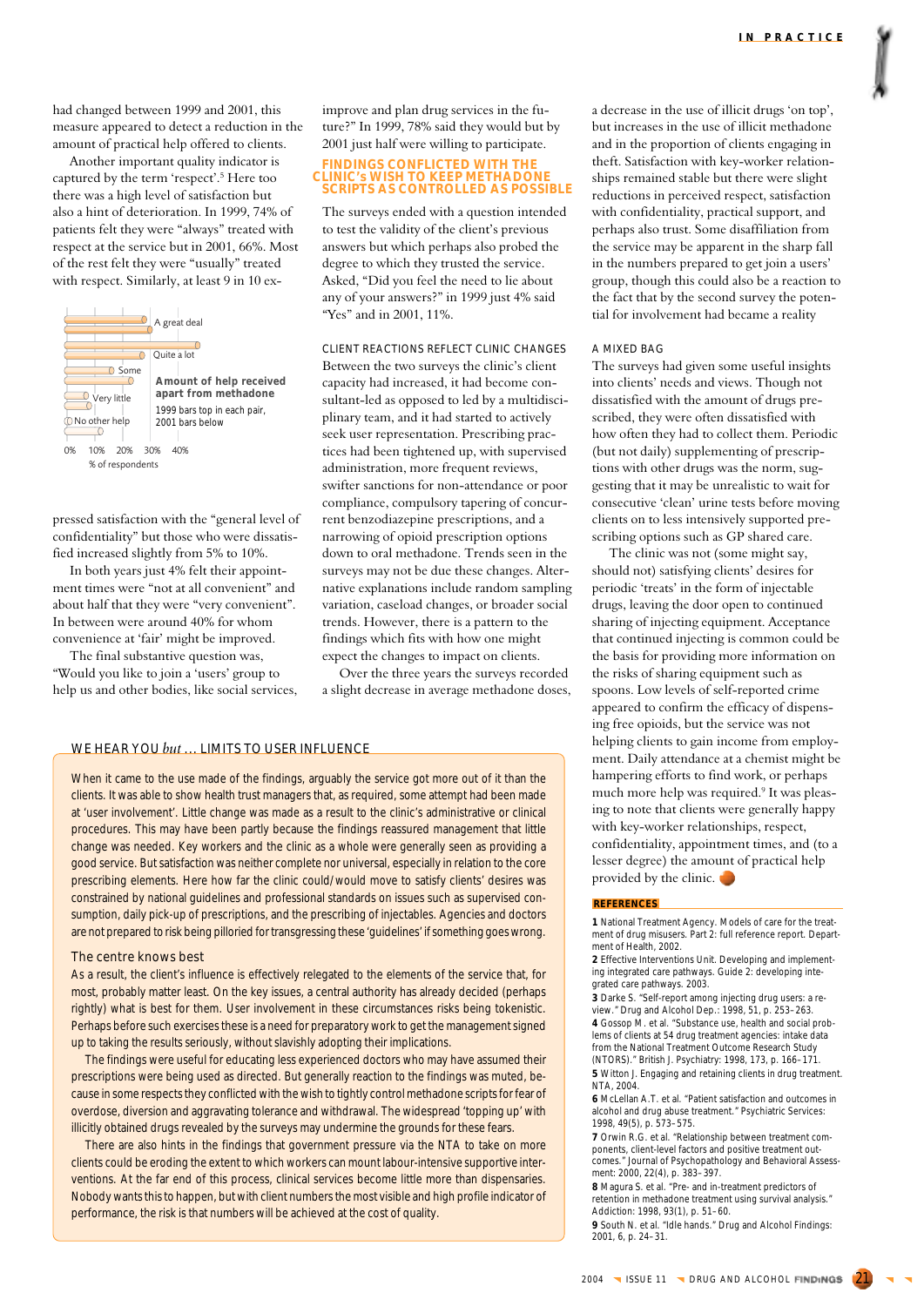had changed between 1999 and 2001, this measure appeared to detect a reduction in the amount of practical help offered to clients.

Another important quality indicator is captured by the term 'respect'.[5] Here too there was a high level of satisfaction but also a hint of deterioration. In 1999, 74% of patients felt they were "always" treated with respect at the service but in 2001, 66%. Most of the rest felt they were "usually" treated with respect. Similarly, at least 9 in 10 expressed satisfaction with the "general level of confidentiality" but those who were dissatisfied increased slightly from 5% to 10%.

A great deal
Quite a lot
Some
Very little
No other help
0% 10% 20% 30% 40%
% of respondents
**Amount of help received apart from methadone**
1999 bars top in each pair, 2001 bars below

In both years just 4% felt their appointment times were "not at all convenient" and about half that they were "very convenient". In between were around 40% for whom convenience at 'fair' might be improved.

The final substantive question was, "Would you like to join a 'users' group to help us and other bodies, like social services, improve and plan drug services in the future?" In 1999, 78% said they would but by 2001 just half were willing to participate.

## FINDINGS CONFLICTED WITH THE CLINIC'S WISH TO KEEP METHADONE SCRIPTS AS CONTROLLED AS POSSIBLE

The surveys ended with a question intended to test the validity of the client's previous answers but which perhaps also probed the degree to which they trusted the service. Asked, "Did you feel the need to lie about any of your answers?" in 1999 just 4% said "Yes" and in 2001, 11%.

### CLIENT REACTIONS REFLECT CLINIC CHANGES

Between the two surveys the clinic's client capacity had increased, it had become consultant-led as opposed to led by a multidisciplinary team, and it had started to actively seek user representation. Prescribing practices had been tightened up, with supervised administration, more frequent reviews, swifter sanctions for non-attendance or poor compliance, compulsory tapering of concurrent benzodiazepine prescriptions, and a narrowing of opioid prescription options down to oral methadone. Trends seen in the surveys may not be due these changes. Alternative explanations include random sampling variation, caseload changes, or broader social trends. However, there is a pattern to the findings which fits with how one might expect the changes to impact on clients.

Over the three years the surveys recorded a slight decrease in average methadone doses, a decrease in the use of illicit drugs 'on top', but increases in the use of illicit methadone and in the proportion of clients engaging in theft. Satisfaction with key-worker relationships remained stable but there were slight reductions in perceived respect, satisfaction with confidentiality, practical support, and perhaps also trust. Some disaffiliation from the service may be apparent in the sharp fall in the numbers prepared to get join a users' group, though this could also be a reaction to the fact that by the second survey the potential for involvement had became a reality

### A MIXED BAG

The surveys had given some useful insights into clients' needs and views. Though not dissatisfied with the amount of drugs prescribed, they were often dissatisfied with how often they had to collect them. Periodic (but not daily) supplementing of prescriptions with other drugs was the norm, suggesting that it may be unrealistic to wait for consecutive 'clean' urine tests before moving clients on to less intensively supported prescribing options such as GP shared care.

The clinic was not (some might say, should not) satisfying clients' desires for periodic 'treats' in the form of injectable drugs, leaving the door open to continued sharing of injecting equipment. Acceptance that continued injecting is common could be the basis for providing more information on the risks of sharing equipment such as spoons. Low levels of self-reported crime appeared to confirm the efficacy of dispensing free opioids, but the service was not helping clients to gain income from employment. Daily attendance at a chemist might be hampering efforts to find work, or perhaps much more help was required.[9] It was pleasing to note that clients were generally happy with key-worker relationships, respect, confidentiality, appointment times, and (to a lesser degree) the amount of practical help provided by the clinic.

## WE HEAR YOU *but* … LIMITS TO USER INFLUENCE

When it came to the use made of the findings, arguably the service got more out of it than the clients. It was able to show health trust managers that, as required, some attempt had been made at 'user involvement'. Little change was made as a result to the clinic's administrative or clinical procedures. This may have been partly because the findings reassured management that little change was needed. Key workers and the clinic as a whole were generally seen as providing a good service. But satisfaction was neither complete nor universal, especially in relation to the core prescribing elements. Here how far the clinic could/would move to satisfy clients' desires was constrained by national guidelines and professional standards on issues such as supervised consumption, daily pick-up of prescriptions, and the prescribing of injectables. Agencies and doctors are not prepared to risk being pilloried for transgressing these 'guidelines' if something goes wrong.

### The centre knows best

As a result, the client's influence is effectively relegated to the elements of the service that, for most, probably matter least. On the key issues, a central authority has already decided (perhaps rightly) what is best for them. User involvement in these circumstances risks being tokenistic. Perhaps before such exercises there is a need for preparatory work to get the management signed up to taking the results seriously, without slavishly adopting their implications.

The findings were useful for educating less experienced doctors who may have assumed their prescriptions were being used as directed. But generally reaction to the findings was muted, because in some respects they conflicted with the wish to tightly control methadone scripts for fear of overdose, diversion and aggravating tolerance and withdrawal. The widespread 'topping up' with illicitly obtained drugs revealed by the surveys may undermine the grounds for these fears.

There are also hints in the findings that government pressure via the NTA to take on more clients could be eroding the extent to which workers can mount labour-intensive supportive interventions. At the far end of this process, clinical services become little more than dispensaries. Nobody wants this to happen, but with client numbers the most visible and high profile indicator of performance, the risk is that numbers will be achieved at the cost of quality.

## REFERENCES

**1** National Treatment Agency. Models of care for the treatment of drug misusers. Part 2: full reference report. Department of Health, 2002.

**2** Effective Interventions Unit. Developing and implementing integrated care pathways. Guide 2: developing integrated care pathways. 2003.

**3** Darke S. "Self-report among injecting drug users: a review." Drug and Alcohol Dep.: 1998, 51, p. 253–263.

**4** Gossop M. et al. "Substance use, health and social problems of clients at 54 drug treatment agencies: intake data from the National Treatment Outcome Research Study (NTORS)." British J. Psychiatry: 1998, 173, p. 166–171.

**5** Witton J. Engaging and retaining clients in drug treatment. NTA, 2004.

**6** McLellan A.T. et al. "Patient satisfaction and outcomes in alcohol and drug abuse treatment." Psychiatric Services: 1998, 49(5), p. 573–575.

**7** Orwin R.G. et al. "Relationship between treatment components, client-level factors and positive treatment outcomes." Journal of Psychopathology and Behavioral Assessment: 2000, 22(4), p. 383–397.

**8** Magura S. et al. "Pre- and in-treatment predictors of retention in methadone treatment using survival analysis." Addiction: 1998, 93(1), p. 51–60.

**9** South N. et al. "Idle hands." Drug and Alcohol Findings: 2001, 6, p. 24–31.